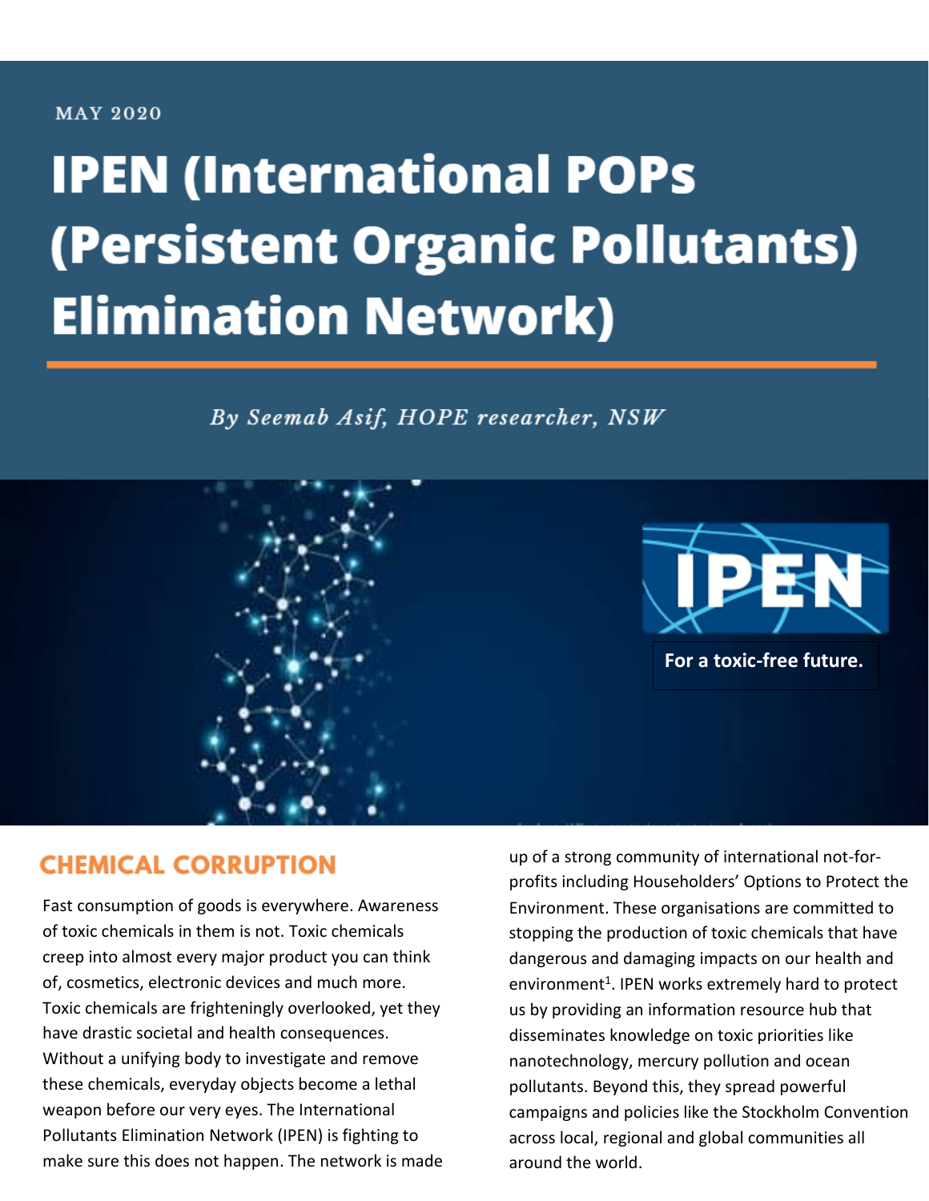MAY 2020

# IPEN (International POPs (Persistent Organic Pollutants) Elimination Network)

*By Seemab Asif, HOPE researcher, NSW*

IPEN

**For a toxic-free future.**

## CHEMICAL CORRUPTION

Fast consumption of goods is everywhere. Awareness of toxic chemicals in them is not. Toxic chemicals creep into almost every major product you can think of, cosmetics, electronic devices and much more. Toxic chemicals are frighteningly overlooked, yet they have drastic societal and health consequences. Without a unifying body to investigate and remove these chemicals, everyday objects become a lethal weapon before our very eyes. The International Pollutants Elimination Network (IPEN) is fighting to make sure this does not happen. The network is made up of a strong community of international not-for-profits including Householders' Options to Protect the Environment. These organisations are committed to stopping the production of toxic chemicals that have dangerous and damaging impacts on our health and environment[1]. IPEN works extremely hard to protect us by providing an information resource hub that disseminates knowledge on toxic priorities like nanotechnology, mercury pollution and ocean pollutants. Beyond this, they spread powerful campaigns and policies like the Stockholm Convention across local, regional and global communities all around the world.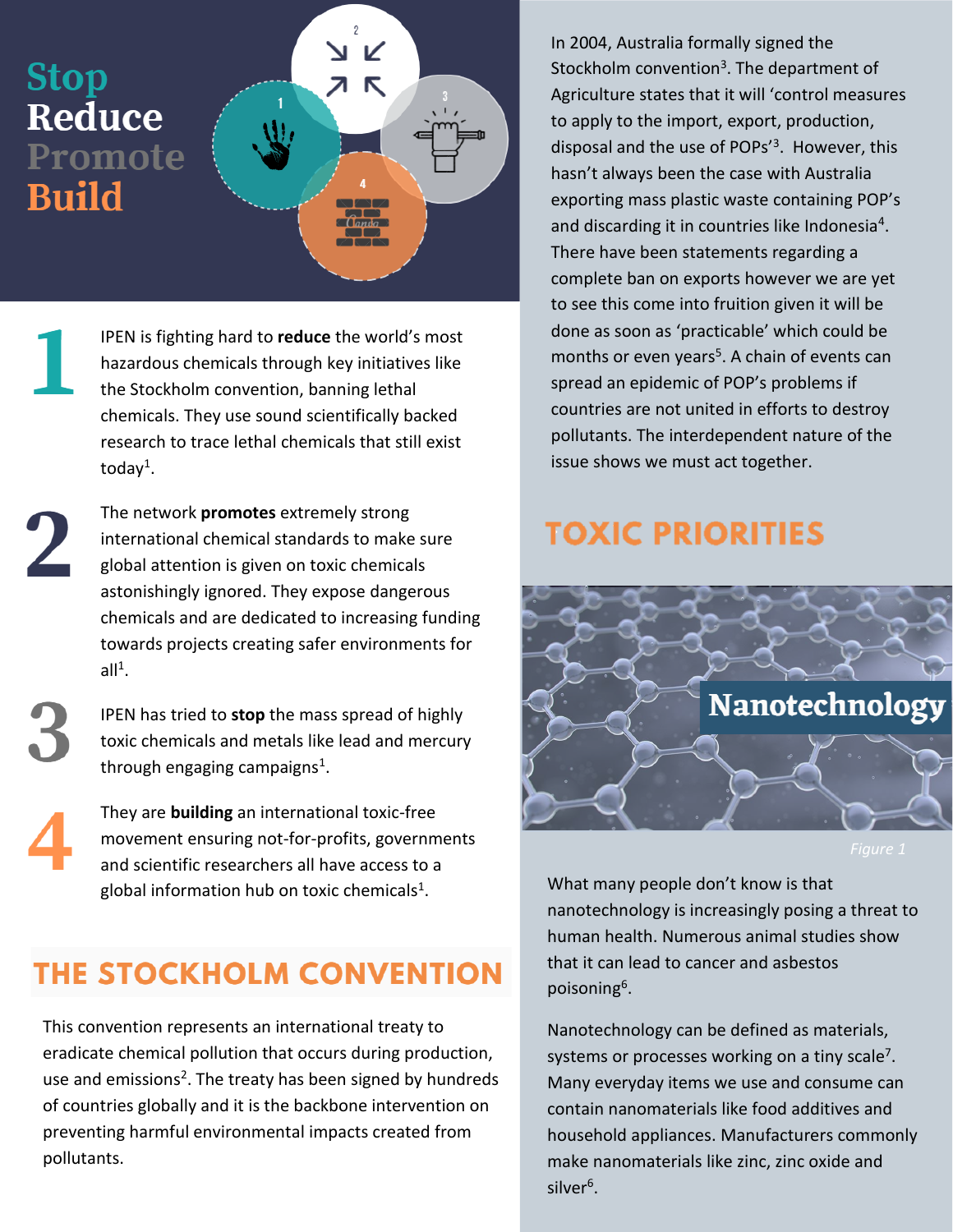# Stop Reduce Promote Build

**1** IPEN is fighting hard to **reduce** the world's most hazardous chemicals through key initiatives like the Stockholm convention, banning lethal chemicals. They use sound scientifically backed research to trace lethal chemicals that still exist today[1].

**2** The network **promotes** extremely strong international chemical standards to make sure global attention is given on toxic chemicals astonishingly ignored. They expose dangerous chemicals and are dedicated to increasing funding towards projects creating safer environments for all[1].

**3** IPEN has tried to **stop** the mass spread of highly toxic chemicals and metals like lead and mercury through engaging campaigns[1].

**4** They are **building** an international toxic-free movement ensuring not-for-profits, governments and scientific researchers all have access to a global information hub on toxic chemicals[1].

## THE STOCKHOLM CONVENTION

This convention represents an international treaty to eradicate chemical pollution that occurs during production, use and emissions[2]. The treaty has been signed by hundreds of countries globally and it is the backbone intervention on preventing harmful environmental impacts created from pollutants.

In 2004, Australia formally signed the Stockholm convention[3]. The department of Agriculture states that it will 'control measures to apply to the import, export, production, disposal and the use of POPs'[3]. However, this hasn't always been the case with Australia exporting mass plastic waste containing POP's and discarding it in countries like Indonesia[4]. There have been statements regarding a complete ban on exports however we are yet to see this come into fruition given it will be done as soon as 'practicable' which could be months or even years[5]. A chain of events can spread an epidemic of POP's problems if countries are not united in efforts to destroy pollutants. The interdependent nature of the issue shows we must act together.

## TOXIC PRIORITIES

**Nanotechnology**

*Figure 1*

What many people don't know is that nanotechnology is increasingly posing a threat to human health. Numerous animal studies show that it can lead to cancer and asbestos poisoning[6].

Nanotechnology can be defined as materials, systems or processes working on a tiny scale[7]. Many everyday items we use and consume can contain nanomaterials like food additives and household appliances. Manufacturers commonly make nanomaterials like zinc, zinc oxide and silver[6].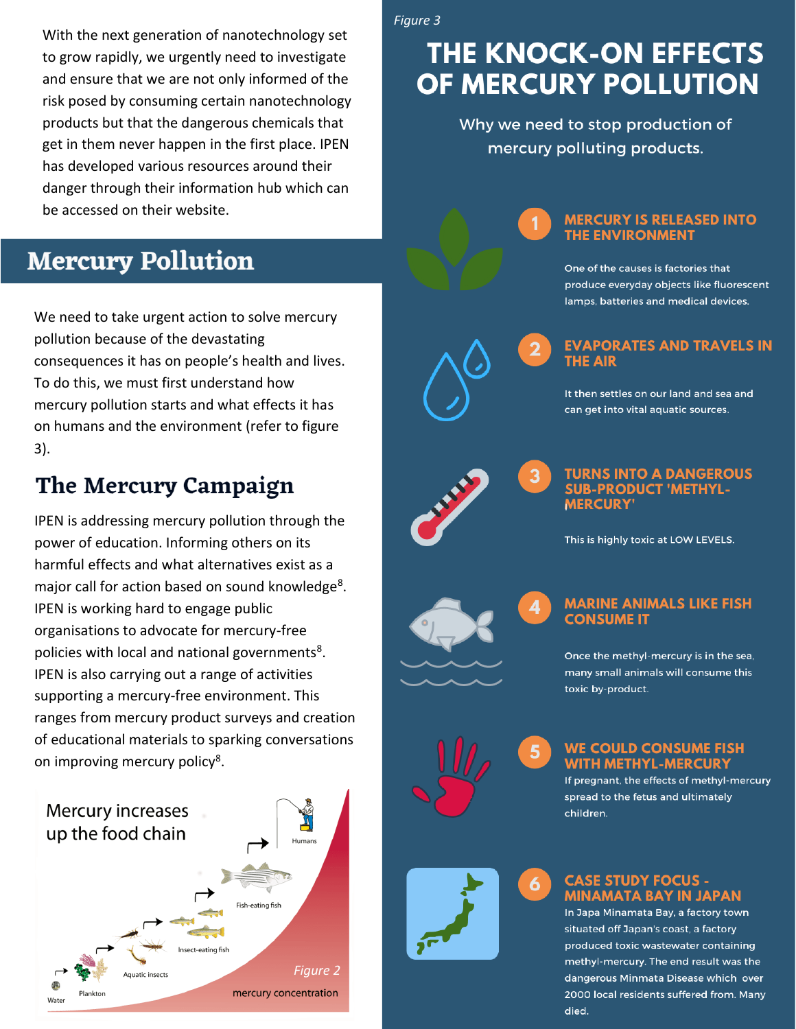With the next generation of nanotechnology set to grow rapidly, we urgently need to investigate and ensure that we are not only informed of the risk posed by consuming certain nanotechnology products but that the dangerous chemicals that get in them never happen in the first place. IPEN has developed various resources around their danger through their information hub which can be accessed on their website.

## Mercury Pollution

We need to take urgent action to solve mercury pollution because of the devastating consequences it has on people's health and lives. To do this, we must first understand how mercury pollution starts and what effects it has on humans and the environment (refer to figure 3).

### The Mercury Campaign

IPEN is addressing mercury pollution through the power of education. Informing others on its harmful effects and what alternatives exist as a major call for action based on sound knowledge[8]. IPEN is working hard to engage public organisations to advocate for mercury-free policies with local and national governments[8]. IPEN is also carrying out a range of activities supporting a mercury-free environment. This ranges from mercury product surveys and creation of educational materials to sparking conversations on improving mercury policy[8].

Mercury increases up the food chain

Water · Plankton · Aquatic insects · Insect-eating fish · Fish-eating fish · Humans

mercury concentration

*Figure 2*

*Figure 3*

# THE KNOCK-ON EFFECTS OF MERCURY POLLUTION

Why we need to stop production of mercury polluting products.

**1 MERCURY IS RELEASED INTO THE ENVIRONMENT**

One of the causes is factories that produce everyday objects like fluorescent lamps, batteries and medical devices.

**2 EVAPORATES AND TRAVELS IN THE AIR**

It then settles on our land and sea and can get into vital aquatic sources.

**3 TURNS INTO A DANGEROUS SUB-PRODUCT 'METHYL-MERCURY'**

This is highly toxic at LOW LEVELS.

**4 MARINE ANIMALS LIKE FISH CONSUME IT**

Once the methyl-mercury is in the sea, many small animals will consume this toxic by-product.

**5 WE COULD CONSUME FISH WITH METHYL-MERCURY**

If pregnant, the effects of methyl-mercury spread to the fetus and ultimately children.

**6 CASE STUDY FOCUS - MINAMATA BAY IN JAPAN**

In Japa Minamata Bay, a factory town situated off Japan's coast, a factory produced toxic wastewater containing methyl-mercury. The end result was the dangerous Minmata Disease which over 2000 local residents suffered from. Many died.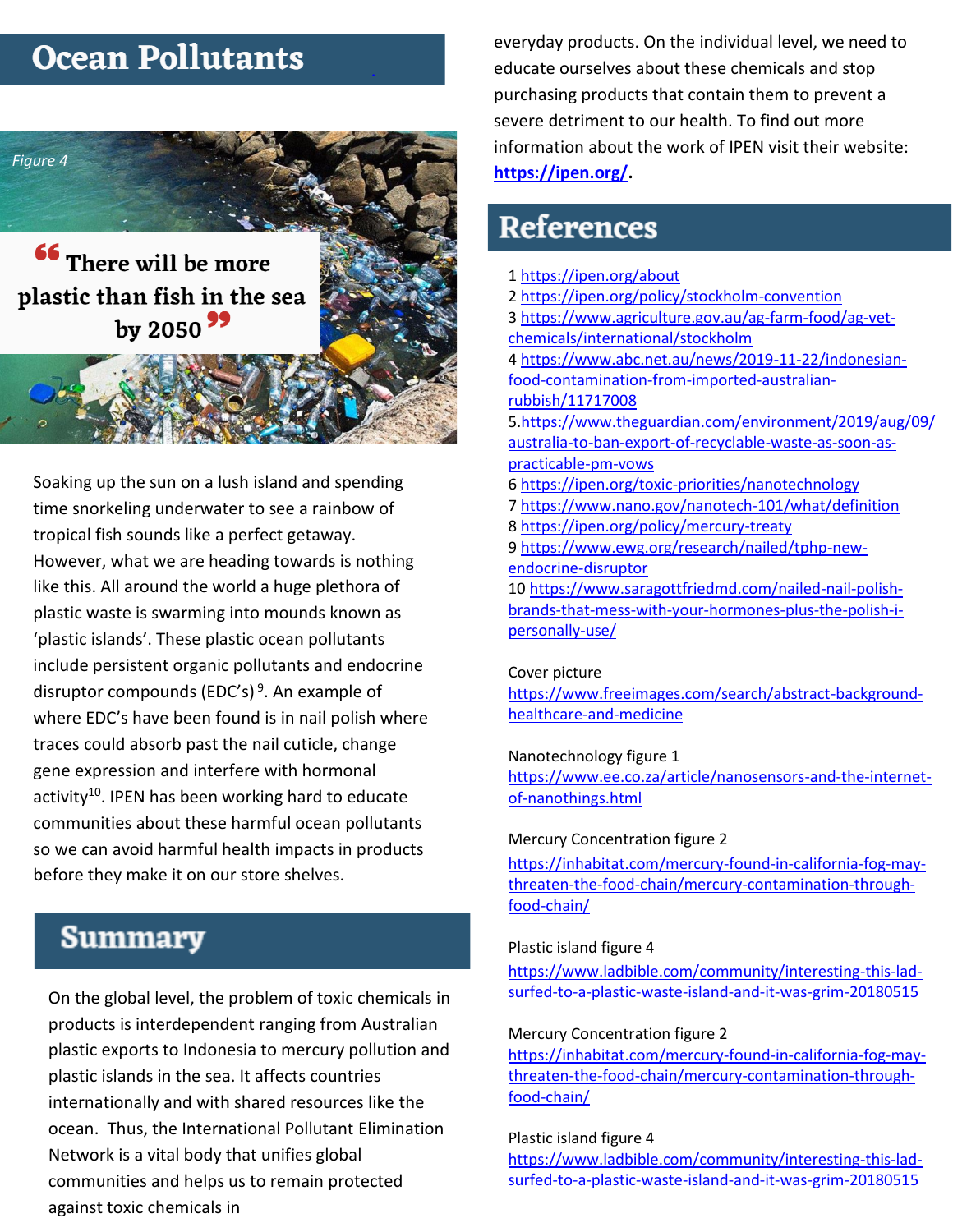# Ocean Pollutants

*Figure 4*

"There will be more plastic than fish in the sea by 2050"

Soaking up the sun on a lush island and spending time snorkeling underwater to see a rainbow of tropical fish sounds like a perfect getaway. However, what we are heading towards is nothing like this. All around the world a huge plethora of plastic waste is swarming into mounds known as 'plastic islands'. These plastic ocean pollutants include persistent organic pollutants and endocrine disruptor compounds (EDC's) [9]. An example of where EDC's have been found is in nail polish where traces could absorb past the nail cuticle, change gene expression and interfere with hormonal activity[10]. IPEN has been working hard to educate communities about these harmful ocean pollutants so we can avoid harmful health impacts in products before they make it on our store shelves.

# Summary

On the global level, the problem of toxic chemicals in products is interdependent ranging from Australian plastic exports to Indonesia to mercury pollution and plastic islands in the sea. It affects countries internationally and with shared resources like the ocean. Thus, the International Pollutant Elimination Network is a vital body that unifies global communities and helps us to remain protected against toxic chemicals in everyday products. On the individual level, we need to educate ourselves about these chemicals and stop purchasing products that contain them to prevent a severe detriment to our health. To find out more information about the work of IPEN visit their website: **https://ipen.org/**.

# References

1 https://ipen.org/about
2 https://ipen.org/policy/stockholm-convention
3 https://www.agriculture.gov.au/ag-farm-food/ag-vet-chemicals/international/stockholm
4 https://www.abc.net.au/news/2019-11-22/indonesian-food-contamination-from-imported-australian-rubbish/11717008
5.https://www.theguardian.com/environment/2019/aug/09/australia-to-ban-export-of-recyclable-waste-as-soon-as-practicable-pm-vows
6 https://ipen.org/toxic-priorities/nanotechnology
7 https://www.nano.gov/nanotech-101/what/definition
8 https://ipen.org/policy/mercury-treaty
9 https://www.ewg.org/research/nailed/tphp-new-endocrine-disruptor
10 https://www.saragottfriedmd.com/nailed-nail-polish-brands-that-mess-with-your-hormones-plus-the-polish-i-personally-use/

Cover picture
https://www.freeimages.com/search/abstract-background-healthcare-and-medicine

Nanotechnology figure 1
https://www.ee.co.za/article/nanosensors-and-the-internet-of-nanothings.html

Mercury Concentration figure 2
https://inhabitat.com/mercury-found-in-california-fog-may-threaten-the-food-chain/mercury-contamination-through-food-chain/

Plastic island figure 4
https://www.ladbible.com/community/interesting-this-lad-surfed-to-a-plastic-waste-island-and-it-was-grim-20180515

Mercury Concentration figure 2
https://inhabitat.com/mercury-found-in-california-fog-may-threaten-the-food-chain/mercury-contamination-through-food-chain/

Plastic island figure 4
https://www.ladbible.com/community/interesting-this-lad-surfed-to-a-plastic-waste-island-and-it-was-grim-20180515